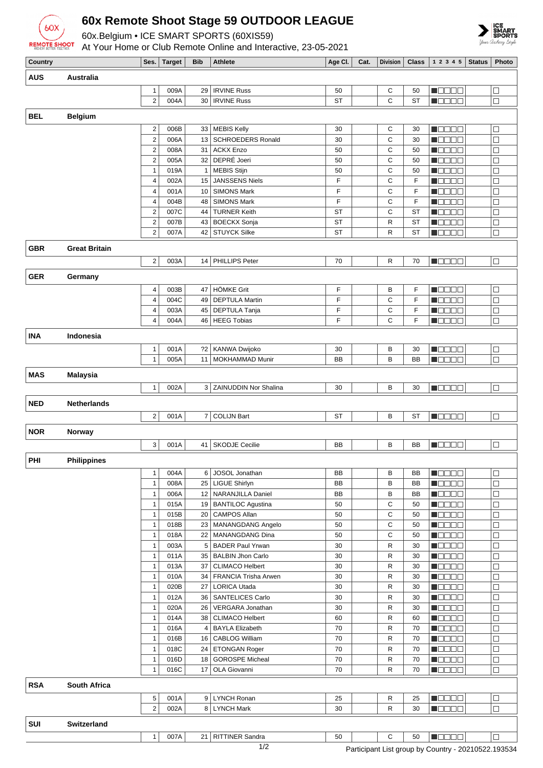# 60x Remote Shoot Stage 59 OUTDOOR LEAGUE

60x.Belgium • ICE SMART SPORTS (60XIS59)

At Your Home or Club Remote Online and Interactive, 23-05-2021

| Country | | Ses. | Target | Bib | Athlete | Age Cl. | Cat. | Division | Class | 1 2 3 4 5 | Status | Photo |
|---|---|---|---|---|---|---|---|---|---|---|---|---|
| **AUS** | **Australia** | | | | | | | | | | | |
| | | 1 | 009A | 29 | IRVINE Russ | 50 | | C | 50 | ■□□□□ | | □ |
| | | 2 | 004A | 30 | IRVINE Russ | ST | | C | ST | ■□□□□ | | □ |
| **BEL** | **Belgium** | | | | | | | | | | | |
| | | 2 | 006B | 33 | MEBIS Kelly | 30 | | C | 30 | ■□□□□ | | □ |
| | | 2 | 006A | 13 | SCHROEDERS Ronald | 30 | | C | 30 | ■□□□□ | | □ |
| | | 2 | 008A | 31 | ACKX Enzo | 50 | | C | 50 | ■□□□□ | | □ |
| | | 2 | 005A | 32 | DEPRÉ Joeri | 50 | | C | 50 | ■□□□□ | | □ |
| | | 1 | 019A | 1 | MEBIS Stijn | 50 | | C | 50 | ■□□□□ | | □ |
| | | 4 | 002A | 15 | JANSSENS Niels | F | | C | F | ■□□□□ | | □ |
| | | 4 | 001A | 10 | SIMONS Mark | F | | C | F | ■□□□□ | | □ |
| | | 4 | 004B | 48 | SIMONS Mark | F | | C | F | ■□□□□ | | □ |
| | | 2 | 007C | 44 | TURNER Keith | ST | | C | ST | ■□□□□ | | □ |
| | | 2 | 007B | 43 | BOECKX Sonja | ST | | R | ST | ■□□□□ | | □ |
| | | 2 | 007A | 42 | STUYCK Silke | ST | | R | ST | ■□□□□ | | □ |
| **GBR** | **Great Britain** | | | | | | | | | | | |
| | | 2 | 003A | 14 | PHILLIPS Peter | 70 | | R | 70 | ■□□□□ | | □ |
| **GER** | **Germany** | | | | | | | | | | | |
| | | 4 | 003B | 47 | HÖMKE Grit | F | | B | F | ■□□□□ | | □ |
| | | 4 | 004C | 49 | DEPTULA Martin | F | | C | F | ■□□□□ | | □ |
| | | 4 | 003A | 45 | DEPTULA Tanja | F | | C | F | ■□□□□ | | □ |
| | | 4 | 004A | 46 | HEEG Tobias | F | | C | F | ■□□□□ | | □ |
| **INA** | **Indonesia** | | | | | | | | | | | |
| | | 1 | 001A | 2 | KANWA Dwijoko | 30 | | B | 30 | ■□□□□ | | □ |
| | | 1 | 005A | 11 | MOKHAMMAD Munir | BB | | B | BB | ■□□□□ | | □ |
| **MAS** | **Malaysia** | | | | | | | | | | | |
| | | 1 | 002A | 3 | ZAINUDDIN Nor Shalina | 30 | | B | 30 | ■□□□□ | | □ |
| **NED** | **Netherlands** | | | | | | | | | | | |
| | | 2 | 001A | 7 | COLIJN Bart | ST | | B | ST | ■□□□□ | | □ |
| **NOR** | **Norway** | | | | | | | | | | | |
| | | 3 | 001A | 41 | SKODJE Cecilie | BB | | B | BB | ■□□□□ | | □ |
| **PHI** | **Philippines** | | | | | | | | | | | |
| | | 1 | 004A | 6 | JOSOL Jonathan | BB | | B | BB | ■□□□□ | | □ |
| | | 1 | 008A | 25 | LIGUE Shirlyn | BB | | B | BB | ■□□□□ | | □ |
| | | 1 | 006A | 12 | NARANJILLA Daniel | BB | | B | BB | ■□□□□ | | □ |
| | | 1 | 015A | 19 | BANTILOC Agustina | 50 | | C | 50 | ■□□□□ | | □ |
| | | 1 | 015B | 20 | CAMPOS Allan | 50 | | C | 50 | ■□□□□ | | □ |
| | | 1 | 018B | 23 | MANANGDANG Angelo | 50 | | C | 50 | ■□□□□ | | □ |
| | | 1 | 018A | 22 | MANANGDANG Dina | 50 | | C | 50 | ■□□□□ | | □ |
| | | 1 | 003A | 5 | BADER Paul Yrwan | 30 | | R | 30 | ■□□□□ | | □ |
| | | 1 | 011A | 35 | BALBIN Jhon Carlo | 30 | | R | 30 | ■□□□□ | | □ |
| | | 1 | 013A | 37 | CLIMACO Helbert | 30 | | R | 30 | ■□□□□ | | □ |
| | | 1 | 010A | 34 | FRANCIA Trisha Arwen | 30 | | R | 30 | ■□□□□ | | □ |
| | | 1 | 020B | 27 | LORICA Utada | 30 | | R | 30 | ■□□□□ | | □ |
| | | 1 | 012A | 36 | SANTELICES Carlo | 30 | | R | 30 | ■□□□□ | | □ |
| | | 1 | 020A | 26 | VERGARA Jonathan | 30 | | R | 30 | ■□□□□ | | □ |
| | | 1 | 014A | 38 | CLIMACO Helbert | 60 | | R | 60 | ■□□□□ | | □ |
| | | 1 | 016A | 4 | BAYLA Elizabeth | 70 | | R | 70 | ■□□□□ | | □ |
| | | 1 | 016B | 16 | CABLOG William | 70 | | R | 70 | ■□□□□ | | □ |
| | | 1 | 018C | 24 | ETONGAN Roger | 70 | | R | 70 | ■□□□□ | | □ |
| | | 1 | 016D | 18 | GOROSPE Micheal | 70 | | R | 70 | ■□□□□ | | □ |
| | | 1 | 016C | 17 | OLA Giovanni | 70 | | R | 70 | ■□□□□ | | □ |
| **RSA** | **South Africa** | | | | | | | | | | | |
| | | 5 | 001A | 9 | LYNCH Ronan | 25 | | R | 25 | ■□□□□ | | □ |
| | | 2 | 002A | 8 | LYNCH Mark | 30 | | R | 30 | ■□□□□ | | □ |
| **SUI** | **Switzerland** | | | | | | | | | | | |
| | | 1 | 007A | 21 | RITTINER Sandra | 50 | | C | 50 | ■□□□□ | | □ |

Participant List group by Country - 20210522.193534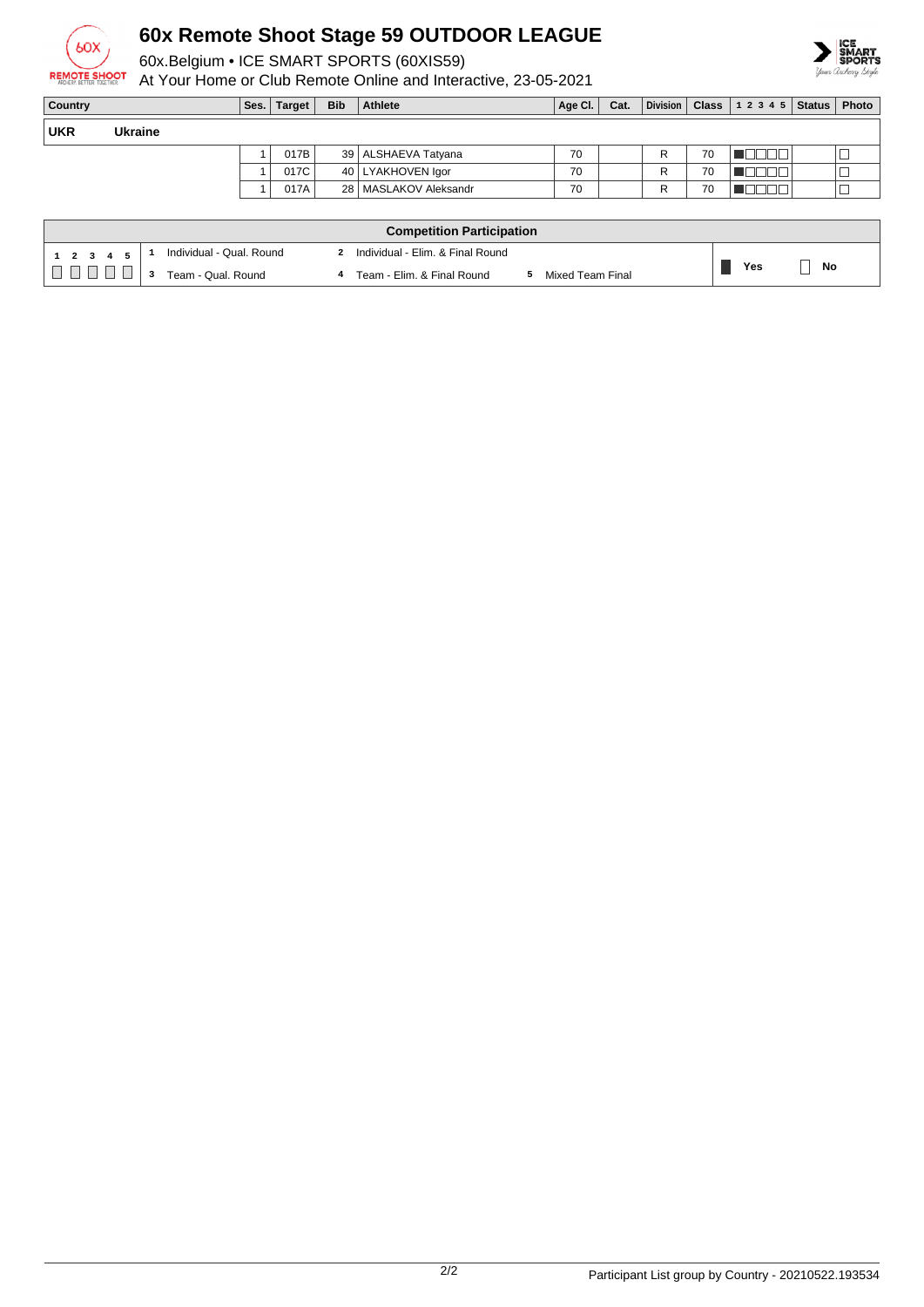# 60x Remote Shoot Stage 59 OUTDOOR LEAGUE

60x.Belgium • ICE SMART SPORTS (60XIS59)

At Your Home or Club Remote Online and Interactive, 23-05-2021

| Country | Ses. | Target | Bib | Athlete | Age Cl. | Cat. | Division | Class | 1 2 3 4 5 | Status | Photo |
|---|---|---|---|---|---|---|---|---|---|---|---|
| **UKR Ukraine** | | | | | | | | | | | |
| | 1 | 017B | 39 | ALSHAEVA Tatyana | 70 | | R | 70 | ■□□□□ | | □ |
| | 1 | 017C | 40 | LYAKHOVEN Igor | 70 | | R | 70 | ■□□□□ | | □ |
| | 1 | 017A | 28 | MASLAKOV Aleksandr | 70 | | R | 70 | ■□□□□ | | □ |

| Competition Participation | | | |
|---|---|---|---|
| 1 2 3 4 5 | 1 Individual - Qual. Round | 2 Individual - Elim. & Final Round | ■ Yes □ No |
| □ □ □ □ □ | 3 Team - Qual. Round | 4 Team - Elim. & Final Round 5 Mixed Team Final | |

Participant List group by Country - 20210522.193534